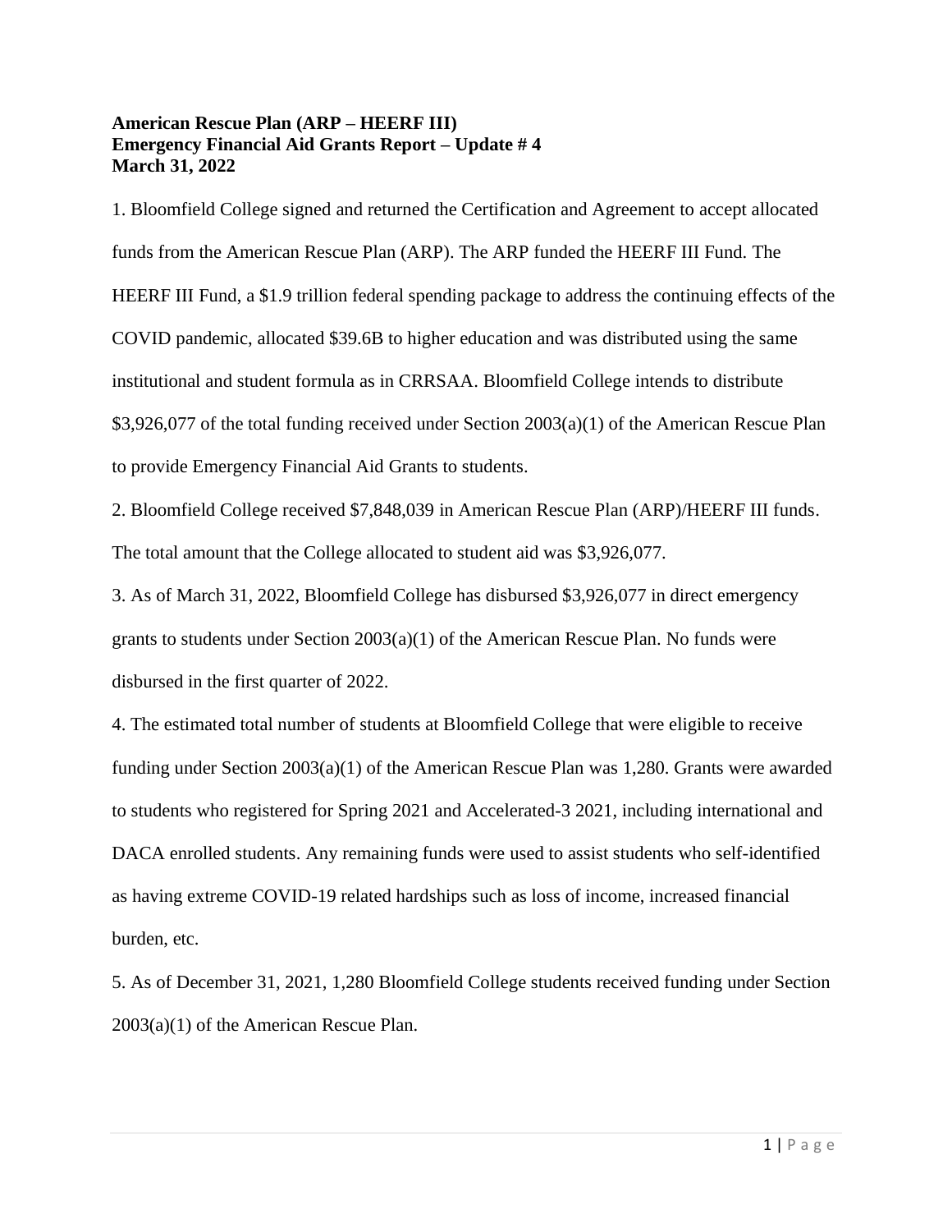**American Rescue Plan (ARP – HEERF III)**
**Emergency Financial Aid Grants Report – Update # 4**
**March 31, 2022**

1. Bloomfield College signed and returned the Certification and Agreement to accept allocated funds from the American Rescue Plan (ARP). The ARP funded the HEERF III Fund. The HEERF III Fund, a $1.9 trillion federal spending package to address the continuing effects of the COVID pandemic, allocated $39.6B to higher education and was distributed using the same institutional and student formula as in CRRSAA. Bloomfield College intends to distribute $3,926,077 of the total funding received under Section 2003(a)(1) of the American Rescue Plan to provide Emergency Financial Aid Grants to students.

2. Bloomfield College received $7,848,039 in American Rescue Plan (ARP)/HEERF III funds. The total amount that the College allocated to student aid was $3,926,077.

3. As of March 31, 2022, Bloomfield College has disbursed $3,926,077 in direct emergency grants to students under Section 2003(a)(1) of the American Rescue Plan. No funds were disbursed in the first quarter of 2022.

4. The estimated total number of students at Bloomfield College that were eligible to receive funding under Section 2003(a)(1) of the American Rescue Plan was 1,280. Grants were awarded to students who registered for Spring 2021 and Accelerated-3 2021, including international and DACA enrolled students. Any remaining funds were used to assist students who self-identified as having extreme COVID-19 related hardships such as loss of income, increased financial burden, etc.

5. As of December 31, 2021, 1,280 Bloomfield College students received funding under Section 2003(a)(1) of the American Rescue Plan.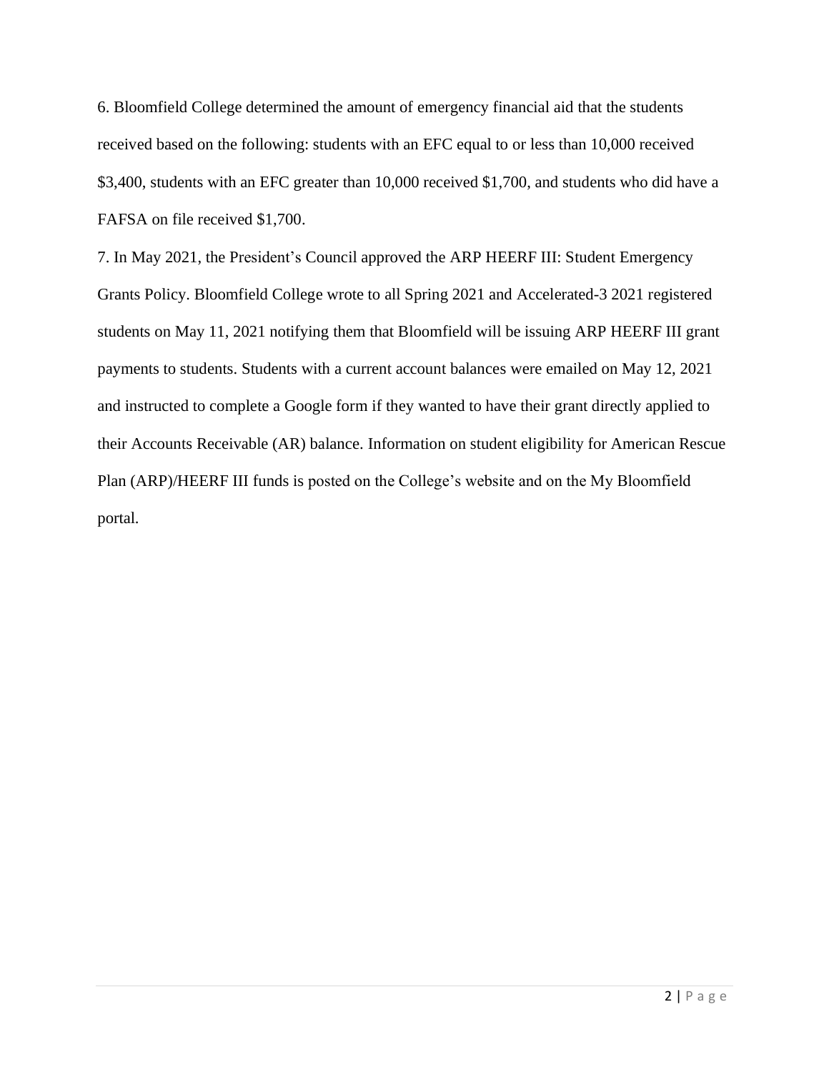6. Bloomfield College determined the amount of emergency financial aid that the students received based on the following: students with an EFC equal to or less than 10,000 received $3,400, students with an EFC greater than 10,000 received $1,700, and students who did have a FAFSA on file received $1,700.

7. In May 2021, the President's Council approved the ARP HEERF III: Student Emergency Grants Policy. Bloomfield College wrote to all Spring 2021 and Accelerated-3 2021 registered students on May 11, 2021 notifying them that Bloomfield will be issuing ARP HEERF III grant payments to students. Students with a current account balances were emailed on May 12, 2021 and instructed to complete a Google form if they wanted to have their grant directly applied to their Accounts Receivable (AR) balance. Information on student eligibility for American Rescue Plan (ARP)/HEERF III funds is posted on the College's website and on the My Bloomfield portal.